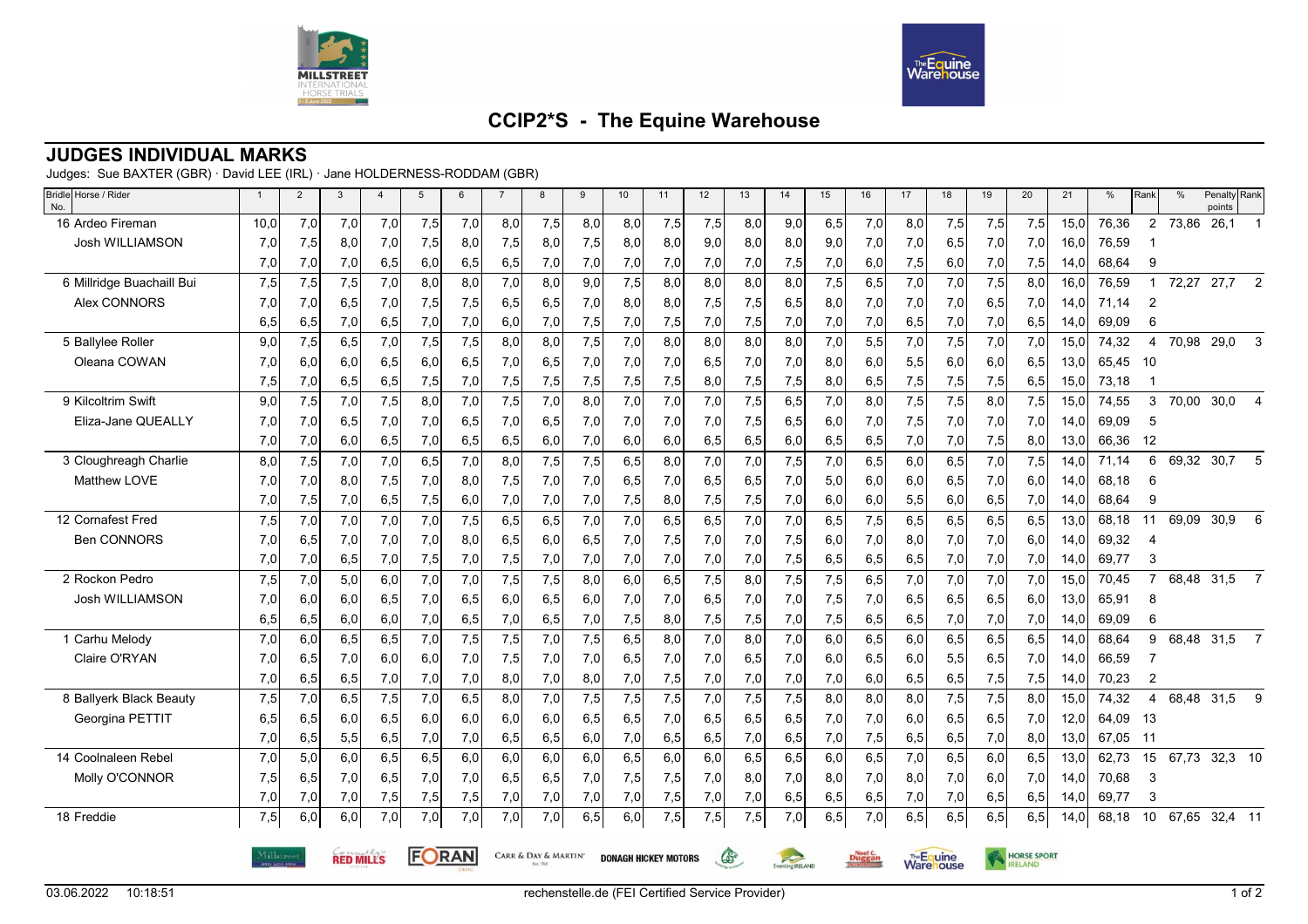# CCIP2*S - The Equine Warehouse

## JUDGES INDIVIDUAL MARKS

Judges: Sue BAXTER (GBR) · David LEE (IRL) · Jane HOLDERNESS-RODDAM (GBR)

| Bridle No. | Horse / Rider | 1 | 2 | 3 | 4 | 5 | 6 | 7 | 8 | 9 | 10 | 11 | 12 | 13 | 14 | 15 | 16 | 17 | 18 | 19 | 20 | 21 | % | Rank | % | Penalty points | Rank |
|---|---|---|---|---|---|---|---|---|---|---|---|---|---|---|---|---|---|---|---|---|---|---|---|---|---|---|---|
| 16 | Ardeo Fireman | 10,0 | 7,0 | 7,0 | 7,0 | 7,5 | 7,0 | 8,0 | 7,5 | 8,0 | 8,0 | 7,5 | 7,5 | 8,0 | 9,0 | 6,5 | 7,0 | 8,0 | 7,5 | 7,5 | 7,5 | 15,0 | 76,36 | 2 | 73,86 | 26,1 | 1 |
| | Josh WILLIAMSON | 7,0 | 7,5 | 8,0 | 7,0 | 7,5 | 8,0 | 7,5 | 8,0 | 7,5 | 8,0 | 8,0 | 9,0 | 8,0 | 8,0 | 9,0 | 7,0 | 7,0 | 6,5 | 7,0 | 7,0 | 16,0 | 76,59 | 1 | | | |
| | | 7,0 | 7,0 | 7,0 | 6,5 | 6,0 | 6,5 | 6,5 | 7,0 | 7,0 | 7,0 | 7,0 | 7,0 | 7,0 | 7,5 | 7,0 | 6,0 | 7,5 | 6,0 | 7,0 | 7,5 | 14,0 | 68,64 | 9 | | | |
| 6 | Millridge Buachaill Bui | 7,5 | 7,5 | 7,5 | 7,0 | 8,0 | 8,0 | 7,0 | 8,0 | 9,0 | 7,5 | 8,0 | 8,0 | 8,0 | 8,0 | 7,5 | 6,5 | 7,0 | 7,0 | 7,5 | 8,0 | 16,0 | 76,59 | 1 | 72,27 | 27,7 | 2 |
| | Alex CONNORS | 7,0 | 7,0 | 6,5 | 7,0 | 7,5 | 7,5 | 6,5 | 6,5 | 7,0 | 8,0 | 8,0 | 7,5 | 7,5 | 6,5 | 8,0 | 7,0 | 7,0 | 7,0 | 6,5 | 7,0 | 14,0 | 71,14 | 2 | | | |
| | | 6,5 | 6,5 | 7,0 | 6,5 | 7,0 | 7,0 | 6,0 | 7,0 | 7,5 | 7,0 | 7,5 | 7,0 | 7,5 | 7,0 | 7,0 | 7,0 | 6,5 | 7,0 | 7,0 | 6,5 | 14,0 | 69,09 | 6 | | | |
| 5 | Ballylee Roller | 9,0 | 7,5 | 6,5 | 7,0 | 7,5 | 7,5 | 8,0 | 8,0 | 7,5 | 7,0 | 8,0 | 8,0 | 8,0 | 8,0 | 7,0 | 5,5 | 7,0 | 7,5 | 7,0 | 7,0 | 15,0 | 74,32 | 4 | 70,98 | 29,0 | 3 |
| | Oleana COWAN | 7,0 | 6,0 | 6,0 | 6,5 | 6,0 | 6,5 | 7,0 | 6,5 | 7,0 | 7,0 | 7,0 | 6,5 | 7,0 | 7,0 | 8,0 | 6,0 | 5,5 | 6,0 | 6,0 | 6,5 | 13,0 | 65,45 | 10 | | | |
| | | 7,5 | 7,0 | 6,5 | 6,5 | 7,5 | 7,0 | 7,5 | 7,5 | 7,5 | 7,5 | 7,5 | 8,0 | 7,5 | 7,5 | 8,0 | 6,5 | 7,5 | 7,5 | 7,5 | 6,5 | 15,0 | 73,18 | 1 | | | |
| 9 | Kilcoltrim Swift | 9,0 | 7,5 | 7,0 | 7,5 | 8,0 | 7,0 | 7,5 | 7,0 | 8,0 | 7,0 | 7,0 | 7,0 | 7,5 | 6,5 | 7,0 | 8,0 | 7,5 | 7,5 | 8,0 | 7,5 | 15,0 | 74,55 | 3 | 70,00 | 30,0 | 4 |
| | Eliza-Jane QUEALLY | 7,0 | 7,0 | 6,5 | 7,0 | 7,0 | 6,5 | 7,0 | 6,5 | 7,0 | 7,0 | 7,0 | 7,0 | 7,5 | 6,5 | 6,0 | 7,0 | 7,5 | 7,0 | 7,0 | 7,0 | 14,0 | 69,09 | 5 | | | |
| | | 7,0 | 7,0 | 6,0 | 6,5 | 7,0 | 6,5 | 6,5 | 6,0 | 7,0 | 6,0 | 6,0 | 6,5 | 6,5 | 6,0 | 6,5 | 6,5 | 7,0 | 7,0 | 7,5 | 8,0 | 13,0 | 66,36 | 12 | | | |
| 3 | Cloughreagh Charlie | 8,0 | 7,5 | 7,0 | 7,0 | 6,5 | 7,0 | 8,0 | 7,5 | 7,5 | 6,5 | 8,0 | 7,0 | 7,0 | 7,5 | 7,0 | 6,5 | 6,0 | 6,5 | 7,0 | 7,5 | 14,0 | 71,14 | 6 | 69,32 | 30,7 | 5 |
| | Matthew LOVE | 7,0 | 7,0 | 8,0 | 7,5 | 7,0 | 8,0 | 7,5 | 7,0 | 7,0 | 6,5 | 7,0 | 6,5 | 6,5 | 7,0 | 5,0 | 6,0 | 6,0 | 6,5 | 7,0 | 6,0 | 14,0 | 68,18 | 6 | | | |
| | | 7,0 | 7,5 | 7,0 | 6,5 | 7,5 | 6,0 | 7,0 | 7,0 | 7,0 | 7,5 | 8,0 | 7,5 | 7,5 | 7,0 | 6,0 | 6,0 | 5,5 | 6,0 | 6,5 | 7,0 | 14,0 | 68,64 | 9 | | | |
| 12 | Cornafest Fred | 7,5 | 7,0 | 7,0 | 7,0 | 7,0 | 7,5 | 6,5 | 6,5 | 7,0 | 7,0 | 6,5 | 6,5 | 7,0 | 7,0 | 6,5 | 7,5 | 6,5 | 6,5 | 6,5 | 6,5 | 13,0 | 68,18 | 11 | 69,09 | 30,9 | 6 |
| | Ben CONNORS | 7,0 | 6,5 | 7,0 | 7,0 | 7,0 | 8,0 | 6,5 | 6,0 | 6,5 | 7,0 | 7,5 | 7,0 | 7,0 | 7,5 | 6,0 | 7,0 | 8,0 | 7,0 | 7,0 | 6,0 | 14,0 | 69,32 | 4 | | | |
| | | 7,0 | 7,0 | 6,5 | 7,0 | 7,5 | 7,0 | 7,5 | 7,0 | 7,0 | 7,0 | 7,0 | 7,0 | 7,0 | 7,5 | 6,5 | 6,5 | 6,5 | 7,0 | 7,0 | 7,0 | 14,0 | 69,77 | 3 | | | |
| 2 | Rockon Pedro | 7,5 | 7,0 | 5,0 | 6,0 | 7,0 | 7,0 | 7,5 | 7,5 | 8,0 | 6,0 | 6,5 | 7,5 | 8,0 | 7,5 | 7,5 | 6,5 | 7,0 | 7,0 | 7,0 | 7,0 | 15,0 | 70,45 | 7 | 68,48 | 31,5 | 7 |
| | Josh WILLIAMSON | 7,0 | 6,0 | 6,0 | 6,5 | 7,0 | 6,5 | 6,0 | 6,5 | 6,0 | 7,0 | 7,0 | 6,5 | 7,0 | 7,0 | 7,5 | 7,0 | 6,5 | 6,5 | 6,5 | 6,0 | 13,0 | 65,91 | 8 | | | |
| | | 6,5 | 6,5 | 6,0 | 6,0 | 7,0 | 6,5 | 7,0 | 6,5 | 7,0 | 7,5 | 8,0 | 7,5 | 7,5 | 7,0 | 7,5 | 6,5 | 6,5 | 7,0 | 7,0 | 7,0 | 14,0 | 69,09 | 6 | | | |
| 1 | Carhu Melody | 7,0 | 6,0 | 6,5 | 6,5 | 7,0 | 7,5 | 7,5 | 7,0 | 7,5 | 6,5 | 8,0 | 7,0 | 8,0 | 7,0 | 6,0 | 6,5 | 6,0 | 6,5 | 6,5 | 6,5 | 14,0 | 68,64 | 9 | 68,48 | 31,5 | 7 |
| | Claire O'RYAN | 7,0 | 6,5 | 7,0 | 6,0 | 6,0 | 7,0 | 7,5 | 7,0 | 7,0 | 6,5 | 7,0 | 7,0 | 6,5 | 7,0 | 6,0 | 6,5 | 6,0 | 5,5 | 6,5 | 7,0 | 14,0 | 66,59 | 7 | | | |
| | | 7,0 | 6,5 | 6,5 | 7,0 | 7,0 | 7,0 | 8,0 | 7,0 | 8,0 | 7,0 | 7,5 | 7,0 | 7,0 | 7,0 | 7,0 | 6,0 | 6,5 | 6,5 | 7,5 | 7,5 | 14,0 | 70,23 | 2 | | | |
| 8 | Ballyerk Black Beauty | 7,5 | 7,0 | 6,5 | 7,5 | 7,0 | 6,5 | 8,0 | 7,0 | 7,5 | 7,5 | 7,5 | 7,0 | 7,5 | 7,5 | 8,0 | 8,0 | 8,0 | 7,5 | 7,5 | 8,0 | 15,0 | 74,32 | 4 | 68,48 | 31,5 | 9 |
| | Georgina PETTIT | 6,5 | 6,5 | 6,0 | 6,5 | 6,0 | 6,0 | 6,0 | 6,0 | 6,5 | 6,5 | 7,0 | 6,5 | 6,5 | 6,5 | 7,0 | 7,0 | 6,0 | 6,5 | 6,5 | 7,0 | 12,0 | 64,09 | 13 | | | |
| | | 7,0 | 6,5 | 5,5 | 6,5 | 7,0 | 7,0 | 6,5 | 6,5 | 6,0 | 7,0 | 6,5 | 6,5 | 7,0 | 6,5 | 7,0 | 7,5 | 6,5 | 6,5 | 7,0 | 8,0 | 13,0 | 67,05 | 11 | | | |
| 14 | Coolnaleen Rebel | 7,0 | 5,0 | 6,0 | 6,5 | 6,5 | 6,0 | 6,0 | 6,0 | 6,0 | 6,5 | 6,0 | 6,0 | 6,5 | 6,5 | 6,0 | 6,5 | 7,0 | 6,5 | 6,0 | 6,5 | 13,0 | 62,73 | 15 | 67,73 | 32,3 | 10 |
| | Molly O'CONNOR | 7,5 | 6,5 | 7,0 | 6,5 | 7,0 | 7,0 | 6,5 | 6,5 | 7,0 | 7,5 | 7,5 | 7,0 | 8,0 | 7,0 | 8,0 | 7,0 | 8,0 | 7,0 | 6,0 | 7,0 | 14,0 | 70,68 | 3 | | | |
| | | 7,0 | 7,0 | 7,0 | 7,5 | 7,5 | 7,5 | 7,0 | 7,0 | 7,0 | 7,0 | 7,5 | 7,0 | 7,0 | 6,5 | 6,5 | 6,5 | 7,0 | 7,0 | 6,5 | 6,5 | 14,0 | 69,77 | 3 | | | |
| 18 | Freddie | 7,5 | 6,0 | 6,0 | 7,0 | 7,0 | 7,0 | 7,0 | 7,0 | 6,5 | 6,0 | 7,5 | 7,5 | 7,5 | 7,0 | 6,5 | 7,0 | 6,5 | 6,5 | 6,5 | 6,5 | 14,0 | 68,18 | 10 | 67,65 | 32,4 | 11 |

03.06.2022 10:18:51 rechenstelle.de (FEI Certified Service Provider)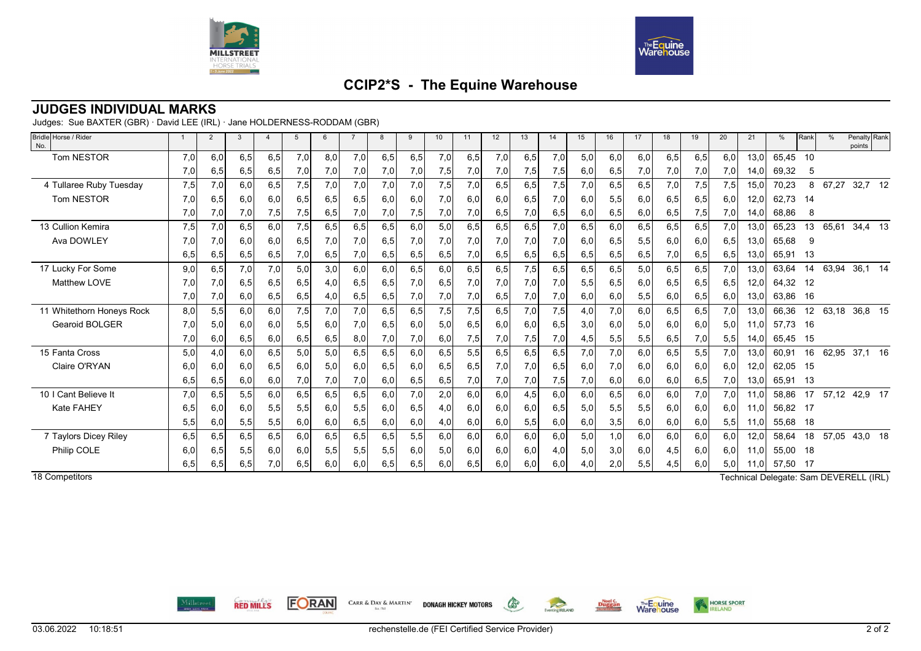# CCIP2*S - The Equine Warehouse

## JUDGES INDIVIDUAL MARKS

Judges: Sue BAXTER (GBR) · David LEE (IRL) · Jane HOLDERNESS-RODDAM (GBR)

| Bridle No. | Horse / Rider | 1 | 2 | 3 | 4 | 5 | 6 | 7 | 8 | 9 | 10 | 11 | 12 | 13 | 14 | 15 | 16 | 17 | 18 | 19 | 20 | 21 | % | Rank | % | Penalty points | Rank |
|---|---|---|---|---|---|---|---|---|---|---|---|---|---|---|---|---|---|---|---|---|---|---|---|---|---|---|---|
| | Tom NESTOR | 7,0 | 6,0 | 6,5 | 6,5 | 7,0 | 8,0 | 7,0 | 6,5 | 6,5 | 7,0 | 6,5 | 7,0 | 6,5 | 7,0 | 5,0 | 6,0 | 6,0 | 6,5 | 6,5 | 6,0 | 13,0 | 65,45 | 10 | | | |
| | | 7,0 | 6,5 | 6,5 | 6,5 | 7,0 | 7,0 | 7,0 | 7,0 | 7,0 | 7,5 | 7,0 | 7,0 | 7,5 | 7,5 | 6,0 | 6,5 | 7,0 | 7,0 | 7,0 | 7,0 | 14,0 | 69,32 | 5 | | | |
| 4 | Tullaree Ruby Tuesday | 7,5 | 7,0 | 6,0 | 6,5 | 7,5 | 7,0 | 7,0 | 7,0 | 7,0 | 7,5 | 7,0 | 6,5 | 6,5 | 7,5 | 7,0 | 6,5 | 6,5 | 7,0 | 7,5 | 7,5 | 15,0 | 70,23 | 8 | 67,27 | 32,7 | 12 |
| | Tom NESTOR | 7,0 | 6,5 | 6,0 | 6,0 | 6,5 | 6,5 | 6,5 | 6,0 | 6,0 | 7,0 | 6,0 | 6,0 | 6,5 | 7,0 | 6,0 | 5,5 | 6,0 | 6,5 | 6,5 | 6,0 | 12,0 | 62,73 | 14 | | | |
| | | 7,0 | 7,0 | 7,0 | 7,5 | 7,5 | 6,5 | 7,0 | 7,0 | 7,5 | 7,0 | 7,0 | 6,5 | 7,0 | 6,5 | 6,0 | 6,5 | 6,0 | 6,5 | 7,5 | 7,0 | 14,0 | 68,86 | 8 | | | |
| 13 | Cullion Kemira | 7,5 | 7,0 | 6,5 | 6,0 | 7,5 | 6,5 | 6,5 | 6,5 | 6,0 | 5,0 | 6,5 | 6,5 | 6,5 | 7,0 | 6,5 | 6,0 | 6,5 | 6,5 | 6,5 | 7,0 | 13,0 | 65,23 | 13 | 65,61 | 34,4 | 13 |
| | Ava DOWLEY | 7,0 | 7,0 | 6,0 | 6,0 | 6,5 | 7,0 | 7,0 | 6,5 | 7,0 | 7,0 | 7,0 | 7,0 | 7,0 | 7,0 | 6,0 | 6,5 | 5,5 | 6,0 | 6,0 | 6,5 | 13,0 | 65,68 | 9 | | | |
| | | 6,5 | 6,5 | 6,5 | 6,5 | 7,0 | 6,5 | 7,0 | 6,5 | 6,5 | 6,5 | 7,0 | 6,5 | 6,5 | 6,5 | 6,5 | 6,5 | 6,5 | 7,0 | 6,5 | 6,5 | 13,0 | 65,91 | 13 | | | |
| 17 | Lucky For Some | 9,0 | 6,5 | 7,0 | 7,0 | 5,0 | 3,0 | 6,0 | 6,0 | 6,5 | 6,0 | 6,5 | 6,5 | 7,5 | 6,5 | 6,5 | 6,5 | 5,0 | 6,5 | 6,5 | 7,0 | 13,0 | 63,64 | 14 | 63,94 | 36,1 | 14 |
| | Matthew LOVE | 7,0 | 7,0 | 6,5 | 6,5 | 6,5 | 4,0 | 6,5 | 6,5 | 7,0 | 6,5 | 7,0 | 7,0 | 7,0 | 7,0 | 5,5 | 6,5 | 6,0 | 6,5 | 6,5 | 6,5 | 12,0 | 64,32 | 12 | | | |
| | | 7,0 | 7,0 | 6,0 | 6,5 | 6,5 | 4,0 | 6,5 | 6,5 | 7,0 | 7,0 | 7,0 | 6,5 | 7,0 | 7,0 | 6,0 | 6,0 | 5,5 | 6,0 | 6,5 | 6,0 | 13,0 | 63,86 | 16 | | | |
| 11 | Whitethorn Honeys Rock | 8,0 | 5,5 | 6,0 | 6,0 | 7,5 | 7,0 | 7,0 | 6,5 | 6,5 | 7,5 | 7,5 | 6,5 | 7,0 | 7,5 | 4,0 | 7,0 | 6,0 | 6,5 | 6,5 | 7,0 | 13,0 | 66,36 | 12 | 63,18 | 36,8 | 15 |
| | Gearoid BOLGER | 7,0 | 5,0 | 6,0 | 6,0 | 5,5 | 6,0 | 7,0 | 6,5 | 6,0 | 5,0 | 6,5 | 6,0 | 6,0 | 6,5 | 3,0 | 6,0 | 5,0 | 6,0 | 6,0 | 5,0 | 11,0 | 57,73 | 16 | | | |
| | | 7,0 | 6,0 | 6,5 | 6,0 | 6,5 | 6,5 | 8,0 | 7,0 | 7,0 | 6,0 | 7,5 | 7,0 | 7,5 | 7,0 | 4,5 | 5,5 | 5,5 | 6,5 | 7,0 | 5,5 | 14,0 | 65,45 | 15 | | | |
| 15 | Fanta Cross | 5,0 | 4,0 | 6,0 | 6,5 | 5,0 | 5,0 | 6,5 | 6,5 | 6,0 | 6,5 | 5,5 | 6,5 | 6,5 | 6,5 | 7,0 | 7,0 | 6,0 | 6,5 | 5,5 | 7,0 | 13,0 | 60,91 | 16 | 62,95 | 37,1 | 16 |
| | Claire O'RYAN | 6,0 | 6,0 | 6,0 | 6,5 | 6,0 | 5,0 | 6,0 | 6,5 | 6,0 | 6,5 | 6,5 | 7,0 | 7,0 | 6,5 | 6,0 | 7,0 | 6,0 | 6,0 | 6,0 | 6,0 | 12,0 | 62,05 | 15 | | | |
| | | 6,5 | 6,5 | 6,0 | 6,0 | 7,0 | 7,0 | 7,0 | 6,0 | 6,5 | 6,5 | 7,0 | 7,0 | 7,0 | 7,5 | 7,0 | 6,0 | 6,0 | 6,0 | 6,5 | 7,0 | 13,0 | 65,91 | 13 | | | |
| 10 | I Cant Believe It | 7,0 | 6,5 | 5,5 | 6,0 | 6,5 | 6,5 | 6,5 | 6,0 | 7,0 | 2,0 | 6,0 | 6,0 | 4,5 | 6,0 | 6,0 | 6,5 | 6,0 | 6,0 | 7,0 | 7,0 | 11,0 | 58,86 | 17 | 57,12 | 42,9 | 17 |
| | Kate FAHEY | 6,5 | 6,0 | 6,0 | 5,5 | 5,5 | 6,0 | 5,5 | 6,0 | 6,5 | 4,0 | 6,0 | 6,0 | 6,0 | 6,5 | 5,0 | 5,5 | 5,5 | 6,0 | 6,0 | 6,0 | 11,0 | 56,82 | 17 | | | |
| | | 5,5 | 6,0 | 5,5 | 5,5 | 6,0 | 6,0 | 6,5 | 6,0 | 6,0 | 4,0 | 6,0 | 6,0 | 5,5 | 6,0 | 6,0 | 3,5 | 6,0 | 6,0 | 6,0 | 5,5 | 11,0 | 55,68 | 18 | | | |
| 7 | Taylors Dicey Riley | 6,5 | 6,5 | 6,5 | 6,5 | 6,0 | 6,5 | 6,5 | 6,5 | 5,5 | 6,0 | 6,0 | 6,0 | 6,0 | 6,0 | 5,0 | 1,0 | 6,0 | 6,0 | 6,0 | 6,0 | 12,0 | 58,64 | 18 | 57,05 | 43,0 | 18 |
| | Philip COLE | 6,0 | 6,5 | 5,5 | 6,0 | 6,0 | 5,5 | 5,5 | 5,5 | 6,0 | 5,0 | 6,0 | 6,0 | 6,0 | 4,0 | 5,0 | 3,0 | 6,0 | 4,5 | 6,0 | 6,0 | 11,0 | 55,00 | 18 | | | |
| | | 6,5 | 6,5 | 6,5 | 7,0 | 6,5 | 6,0 | 6,0 | 6,5 | 6,5 | 6,0 | 6,5 | 6,0 | 6,0 | 6,0 | 4,0 | 2,0 | 5,5 | 4,5 | 6,0 | 5,0 | 11,0 | 57,50 | 17 | | | |

18 Competitors

Technical Delegate: Sam DEVERELL (IRL)

03.06.2022 10:18:51

rechenstelle.de (FEI Certified Service Provider)